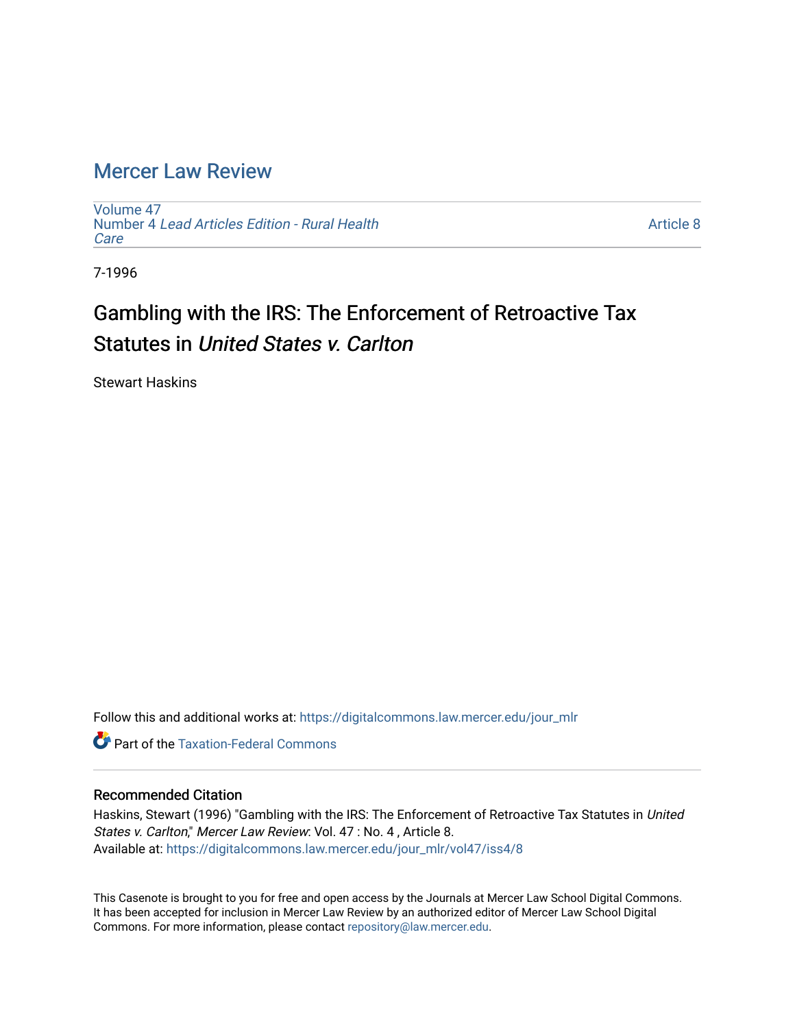# Mercer Law Review

Volume 47
Number 4 *Lead Articles Edition - Rural Health Care*

Article 8

7-1996

## Gambling with the IRS: The Enforcement of Retroactive Tax Statutes in *United States v. Carlton*

Stewart Haskins

Follow this and additional works at: https://digitalcommons.law.mercer.edu/jour_mlr

Part of the Taxation-Federal Commons

### Recommended Citation

Haskins, Stewart (1996) "Gambling with the IRS: The Enforcement of Retroactive Tax Statutes in *United States v. Carlton*," *Mercer Law Review*: Vol. 47 : No. 4 , Article 8.
Available at: https://digitalcommons.law.mercer.edu/jour_mlr/vol47/iss4/8

This Casenote is brought to you for free and open access by the Journals at Mercer Law School Digital Commons. It has been accepted for inclusion in Mercer Law Review by an authorized editor of Mercer Law School Digital Commons. For more information, please contact repository@law.mercer.edu.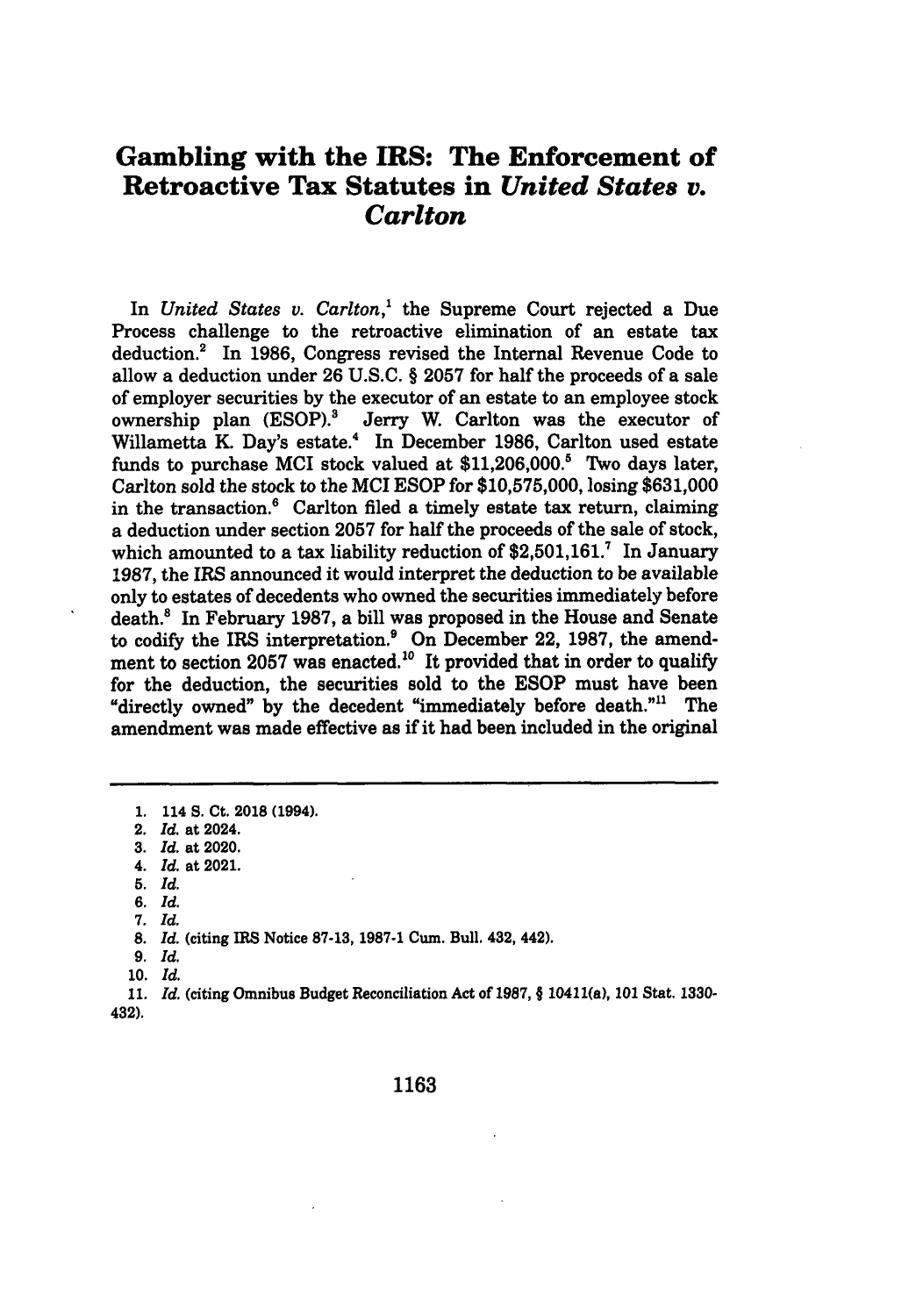# Gambling with the IRS: The Enforcement of Retroactive Tax Statutes in *United States v. Carlton*

In *United States v. Carlton*,[1] the Supreme Court rejected a Due Process challenge to the retroactive elimination of an estate tax deduction.[2] In 1986, Congress revised the Internal Revenue Code to allow a deduction under 26 U.S.C. § 2057 for half the proceeds of a sale of employer securities by the executor of an estate to an employee stock ownership plan (ESOP).[3] Jerry W. Carlton was the executor of Willametta K. Day's estate.[4] In December 1986, Carlton used estate funds to purchase MCI stock valued at $11,206,000.[5] Two days later, Carlton sold the stock to the MCI ESOP for $10,575,000, losing $631,000 in the transaction.[6] Carlton filed a timely estate tax return, claiming a deduction under section 2057 for half the proceeds of the sale of stock, which amounted to a tax liability reduction of $2,501,161.[7] In January 1987, the IRS announced it would interpret the deduction to be available only to estates of decedents who owned the securities immediately before death.[8] In February 1987, a bill was proposed in the House and Senate to codify the IRS interpretation.[9] On December 22, 1987, the amendment to section 2057 was enacted.[10] It provided that in order to qualify for the deduction, the securities sold to the ESOP must have been "directly owned" by the decedent "immediately before death."[11] The amendment was made effective as if it had been included in the original

---

1. 114 S. Ct. 2018 (1994).
2. *Id.* at 2024.
3. *Id.* at 2020.
4. *Id.* at 2021.
5. *Id.*
6. *Id.*
7. *Id.*
8. *Id.* (citing IRS Notice 87-13, 1987-1 Cum. Bull. 432, 442).
9. *Id.*
10. *Id.*
11. *Id.* (citing Omnibus Budget Reconciliation Act of 1987, § 10411(a), 101 Stat. 1330-432).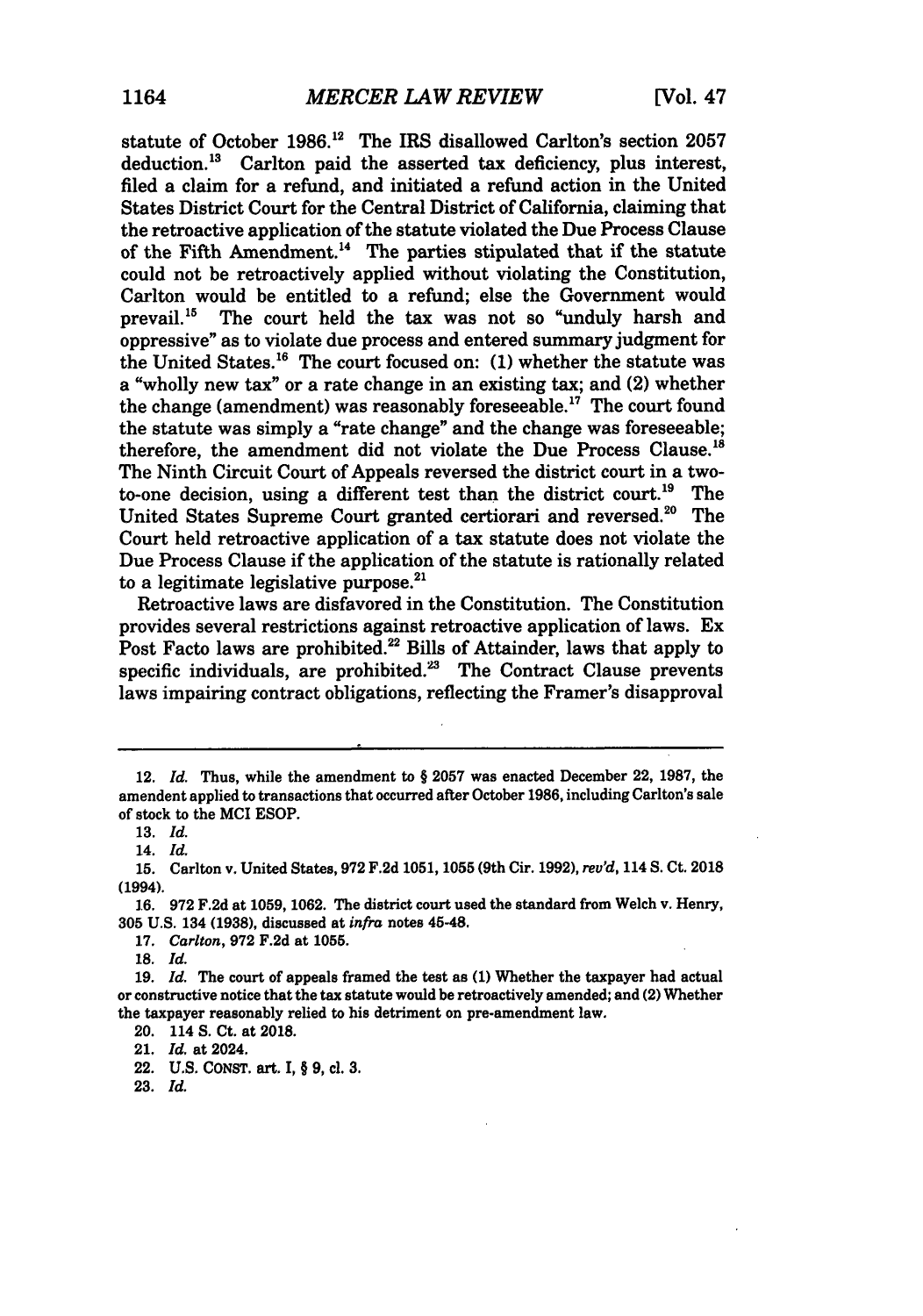statute of October 1986.[12] The IRS disallowed Carlton's section 2057 deduction.[13] Carlton paid the asserted tax deficiency, plus interest, filed a claim for a refund, and initiated a refund action in the United States District Court for the Central District of California, claiming that the retroactive application of the statute violated the Due Process Clause of the Fifth Amendment.[14] The parties stipulated that if the statute could not be retroactively applied without violating the Constitution, Carlton would be entitled to a refund; else the Government would prevail.[15] The court held the tax was not so "unduly harsh and oppressive" as to violate due process and entered summary judgment for the United States.[16] The court focused on: (1) whether the statute was a "wholly new tax" or a rate change in an existing tax; and (2) whether the change (amendment) was reasonably foreseeable.[17] The court found the statute was simply a "rate change" and the change was foreseeable; therefore, the amendment did not violate the Due Process Clause.[18] The Ninth Circuit Court of Appeals reversed the district court in a two-to-one decision, using a different test than the district court.[19] The United States Supreme Court granted certiorari and reversed.[20] The Court held retroactive application of a tax statute does not violate the Due Process Clause if the application of the statute is rationally related to a legitimate legislative purpose.[21]

Retroactive laws are disfavored in the Constitution. The Constitution provides several restrictions against retroactive application of laws. Ex Post Facto laws are prohibited.[22] Bills of Attainder, laws that apply to specific individuals, are prohibited.[23] The Contract Clause prevents laws impairing contract obligations, reflecting the Framer's disapproval

---

12. *Id.* Thus, while the amendment to § 2057 was enacted December 22, 1987, the amendent applied to transactions that occurred after October 1986, including Carlton's sale of stock to the MCI ESOP.

13. *Id.*

14. *Id.*

15. Carlton v. United States, 972 F.2d 1051, 1055 (9th Cir. 1992), *rev'd*, 114 S. Ct. 2018 (1994).

16. 972 F.2d at 1059, 1062. The district court used the standard from Welch v. Henry, 305 U.S. 134 (1938), discussed at *infra* notes 45-48.

17. *Carlton*, 972 F.2d at 1055.

18. *Id.*

19. *Id.* The court of appeals framed the test as (1) Whether the taxpayer had actual or constructive notice that the tax statute would be retroactively amended; and (2) Whether the taxpayer reasonably relied to his detriment on pre-amendment law.

20. 114 S. Ct. at 2018.

21. *Id.* at 2024.

22. U.S. CONST. art. I, § 9, cl. 3.

23. *Id.*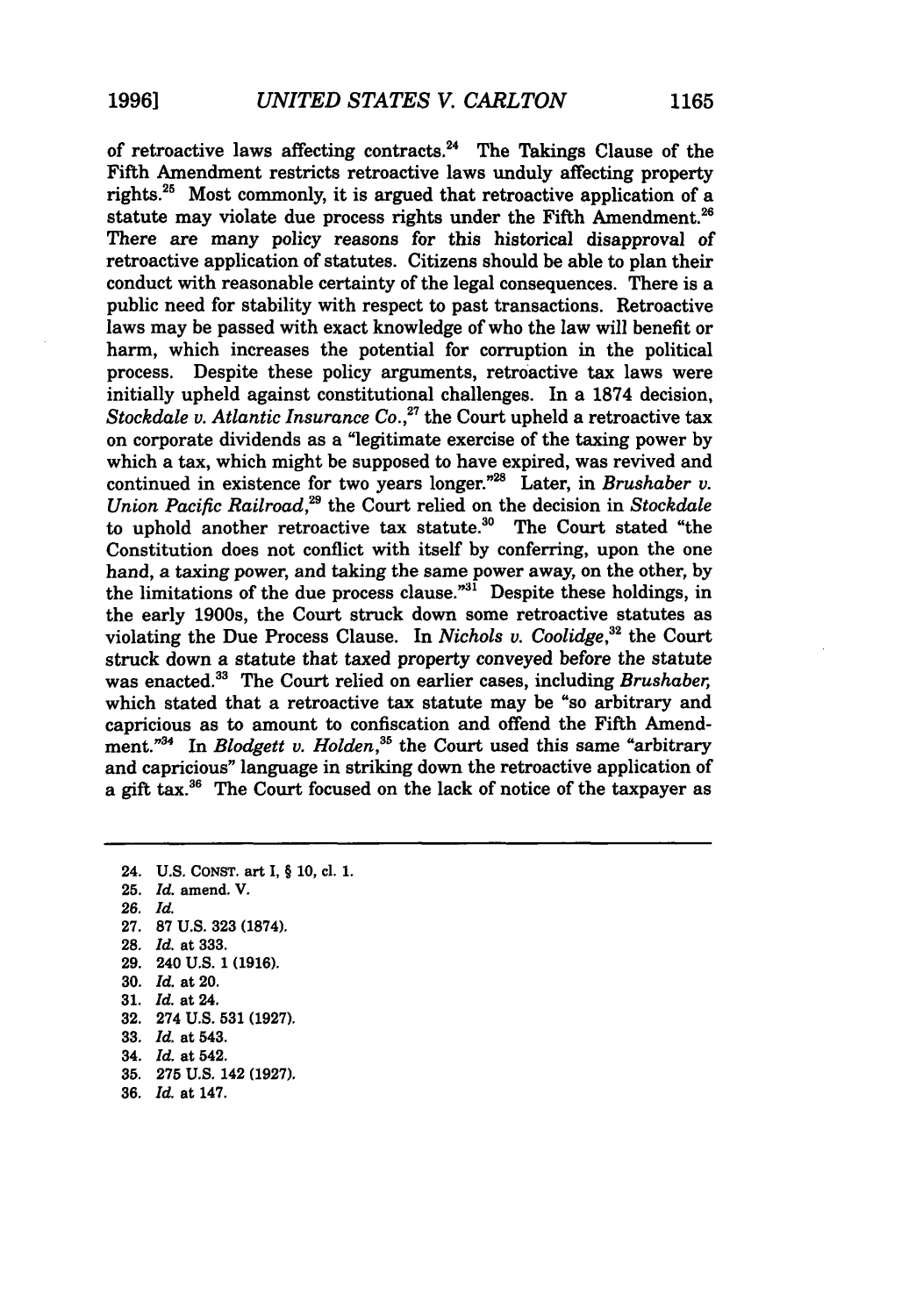of retroactive laws affecting contracts.[24] The Takings Clause of the Fifth Amendment restricts retroactive laws unduly affecting property rights.[25] Most commonly, it is argued that retroactive application of a statute may violate due process rights under the Fifth Amendment.[26] There are many policy reasons for this historical disapproval of retroactive application of statutes. Citizens should be able to plan their conduct with reasonable certainty of the legal consequences. There is a public need for stability with respect to past transactions. Retroactive laws may be passed with exact knowledge of who the law will benefit or harm, which increases the potential for corruption in the political process. Despite these policy arguments, retroactive tax laws were initially upheld against constitutional challenges. In a 1874 decision, *Stockdale v. Atlantic Insurance Co.*,[27] the Court upheld a retroactive tax on corporate dividends as a "legitimate exercise of the taxing power by which a tax, which might be supposed to have expired, was revived and continued in existence for two years longer."[28] Later, in *Brushaber v. Union Pacific Railroad*,[29] the Court relied on the decision in *Stockdale* to uphold another retroactive tax statute.[30] The Court stated "the Constitution does not conflict with itself by conferring, upon the one hand, a taxing power, and taking the same power away, on the other, by the limitations of the due process clause."[31] Despite these holdings, in the early 1900s, the Court struck down some retroactive statutes as violating the Due Process Clause. In *Nichols v. Coolidge*,[32] the Court struck down a statute that taxed property conveyed before the statute was enacted.[33] The Court relied on earlier cases, including *Brushaber*, which stated that a retroactive tax statute may be "so arbitrary and capricious as to amount to confiscation and offend the Fifth Amendment."[34] In *Blodgett v. Holden*,[35] the Court used this same "arbitrary and capricious" language in striking down the retroactive application of a gift tax.[36] The Court focused on the lack of notice of the taxpayer as

---

24. U.S. CONST. art I, § 10, cl. 1.
25. *Id.* amend. V.
26. *Id.*
27. 87 U.S. 323 (1874).
28. *Id.* at 333.
29. 240 U.S. 1 (1916).
30. *Id.* at 20.
31. *Id.* at 24.
32. 274 U.S. 531 (1927).
33. *Id.* at 543.
34. *Id.* at 542.
35. 275 U.S. 142 (1927).
36. *Id.* at 147.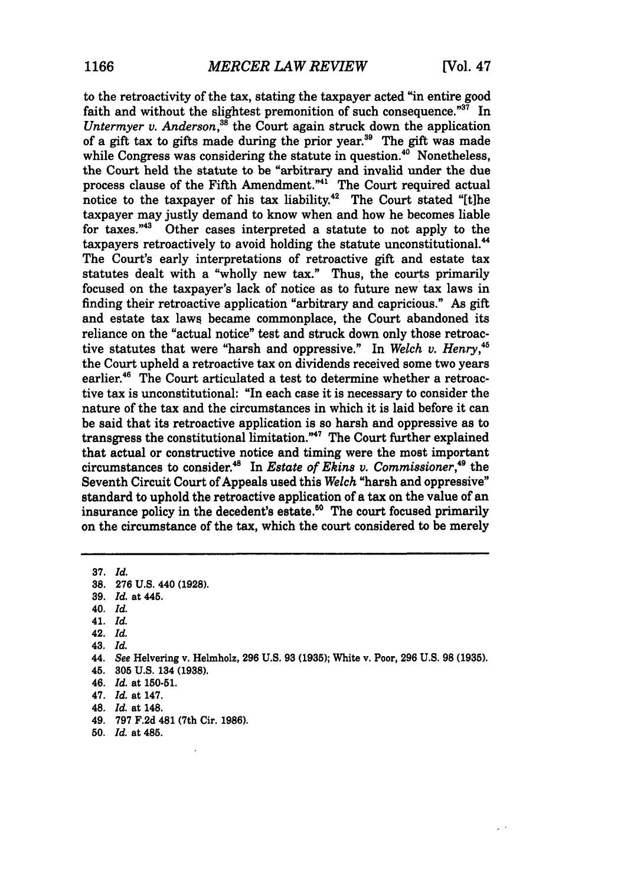to the retroactivity of the tax, stating the taxpayer acted "in entire good faith and without the slightest premonition of such consequence."[37] In *Untermyer v. Anderson*,[38] the Court again struck down the application of a gift tax to gifts made during the prior year.[39] The gift was made while Congress was considering the statute in question.[40] Nonetheless, the Court held the statute to be "arbitrary and invalid under the due process clause of the Fifth Amendment."[41] The Court required actual notice to the taxpayer of his tax liability.[42] The Court stated "[t]he taxpayer may justly demand to know when and how he becomes liable for taxes."[43] Other cases interpreted a statute to not apply to the taxpayers retroactively to avoid holding the statute unconstitutional.[44] The Court's early interpretations of retroactive gift and estate tax statutes dealt with a "wholly new tax." Thus, the courts primarily focused on the taxpayer's lack of notice as to future new tax laws in finding their retroactive application "arbitrary and capricious." As gift and estate tax laws became commonplace, the Court abandoned its reliance on the "actual notice" test and struck down only those retroactive statutes that were "harsh and oppressive." In *Welch v. Henry*,[45] the Court upheld a retroactive tax on dividends received some two years earlier.[46] The Court articulated a test to determine whether a retroactive tax is unconstitutional: "In each case it is necessary to consider the nature of the tax and the circumstances in which it is laid before it can be said that its retroactive application is so harsh and oppressive as to transgress the constitutional limitation."[47] The Court further explained that actual or constructive notice and timing were the most important circumstances to consider.[48] In *Estate of Ekins v. Commissioner*,[49] the Seventh Circuit Court of Appeals used this *Welch* "harsh and oppressive" standard to uphold the retroactive application of a tax on the value of an insurance policy in the decedent's estate.[50] The court focused primarily on the circumstance of the tax, which the court considered to be merely

---

37. *Id.*
38. 276 U.S. 440 (1928).
39. *Id.* at 445.
40. *Id.*
41. *Id.*
42. *Id.*
43. *Id.*
44. *See* Helvering v. Helmholz, 296 U.S. 93 (1935); White v. Poor, 296 U.S. 98 (1935).
45. 305 U.S. 134 (1938).
46. *Id.* at 150-51.
47. *Id.* at 147.
48. *Id.* at 148.
49. 797 F.2d 481 (7th Cir. 1986).
50. *Id.* at 485.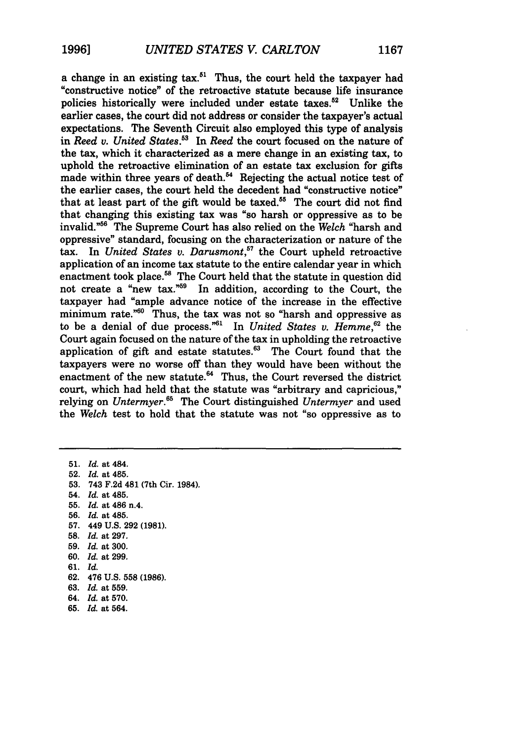a change in an existing tax.[51] Thus, the court held the taxpayer had "constructive notice" of the retroactive statute because life insurance policies historically were included under estate taxes.[52] Unlike the earlier cases, the court did not address or consider the taxpayer's actual expectations. The Seventh Circuit also employed this type of analysis in *Reed v. United States*.[53] In *Reed* the court focused on the nature of the tax, which it characterized as a mere change in an existing tax, to uphold the retroactive elimination of an estate tax exclusion for gifts made within three years of death.[54] Rejecting the actual notice test of the earlier cases, the court held the decedent had "constructive notice" that at least part of the gift would be taxed.[55] The court did not find that changing this existing tax was "so harsh or oppressive as to be invalid."[56] The Supreme Court has also relied on the *Welch* "harsh and oppressive" standard, focusing on the characterization or nature of the tax. In *United States v. Darusmont*,[57] the Court upheld retroactive application of an income tax statute to the entire calendar year in which enactment took place.[58] The Court held that the statute in question did not create a "new tax."[59] In addition, according to the Court, the taxpayer had "ample advance notice of the increase in the effective minimum rate."[60] Thus, the tax was not so "harsh and oppressive as to be a denial of due process."[61] In *United States v. Hemme*,[62] the Court again focused on the nature of the tax in upholding the retroactive application of gift and estate statutes.[63] The Court found that the taxpayers were no worse off than they would have been without the enactment of the new statute.[64] Thus, the Court reversed the district court, which had held that the statute was "arbitrary and capricious," relying on *Untermyer*.[65] The Court distinguished *Untermyer* and used the *Welch* test to hold that the statute was not "so oppressive as to

---

51. *Id.* at 484.
52. *Id.* at 485.
53. 743 F.2d 481 (7th Cir. 1984).
54. *Id.* at 485.
55. *Id.* at 486 n.4.
56. *Id.* at 485.
57. 449 U.S. 292 (1981).
58. *Id.* at 297.
59. *Id.* at 300.
60. *Id.* at 299.
61. *Id.*
62. 476 U.S. 558 (1986).
63. *Id.* at 559.
64. *Id.* at 570.
65. *Id.* at 564.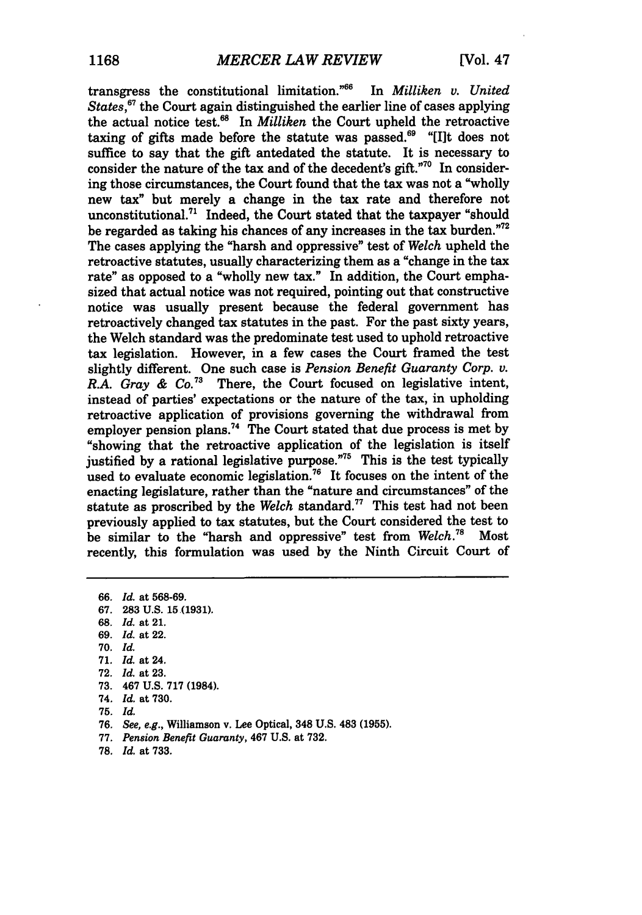transgress the constitutional limitation."[66] In *Milliken v. United States*,[67] the Court again distinguished the earlier line of cases applying the actual notice test.[68] In *Milliken* the Court upheld the retroactive taxing of gifts made before the statute was passed.[69] "[I]t does not suffice to say that the gift antedated the statute. It is necessary to consider the nature of the tax and of the decedent's gift."[70] In considering those circumstances, the Court found that the tax was not a "wholly new tax" but merely a change in the tax rate and therefore not unconstitutional.[71] Indeed, the Court stated that the taxpayer "should be regarded as taking his chances of any increases in the tax burden."[72] The cases applying the "harsh and oppressive" test of *Welch* upheld the retroactive statutes, usually characterizing them as a "change in the tax rate" as opposed to a "wholly new tax." In addition, the Court emphasized that actual notice was not required, pointing out that constructive notice was usually present because the federal government has retroactively changed tax statutes in the past. For the past sixty years, the Welch standard was the predominate test used to uphold retroactive tax legislation. However, in a few cases the Court framed the test slightly different. One such case is *Pension Benefit Guaranty Corp. v. R.A. Gray & Co.*[73] There, the Court focused on legislative intent, instead of parties' expectations or the nature of the tax, in upholding retroactive application of provisions governing the withdrawal from employer pension plans.[74] The Court stated that due process is met by "showing that the retroactive application of the legislation is itself justified by a rational legislative purpose."[75] This is the test typically used to evaluate economic legislation.[76] It focuses on the intent of the enacting legislature, rather than the "nature and circumstances" of the statute as proscribed by the *Welch* standard.[77] This test had not been previously applied to tax statutes, but the Court considered the test to be similar to the "harsh and oppressive" test from *Welch*.[78] Most recently, this formulation was used by the Ninth Circuit Court of

---

66. *Id.* at 568-69.
67. 283 U.S. 15 (1931).
68. *Id.* at 21.
69. *Id.* at 22.
70. *Id.*
71. *Id.* at 24.
72. *Id.* at 23.
73. 467 U.S. 717 (1984).
74. *Id.* at 730.
75. *Id.*
76. *See, e.g.*, Williamson v. Lee Optical, 348 U.S. 483 (1955).
77. *Pension Benefit Guaranty*, 467 U.S. at 732.
78. *Id.* at 733.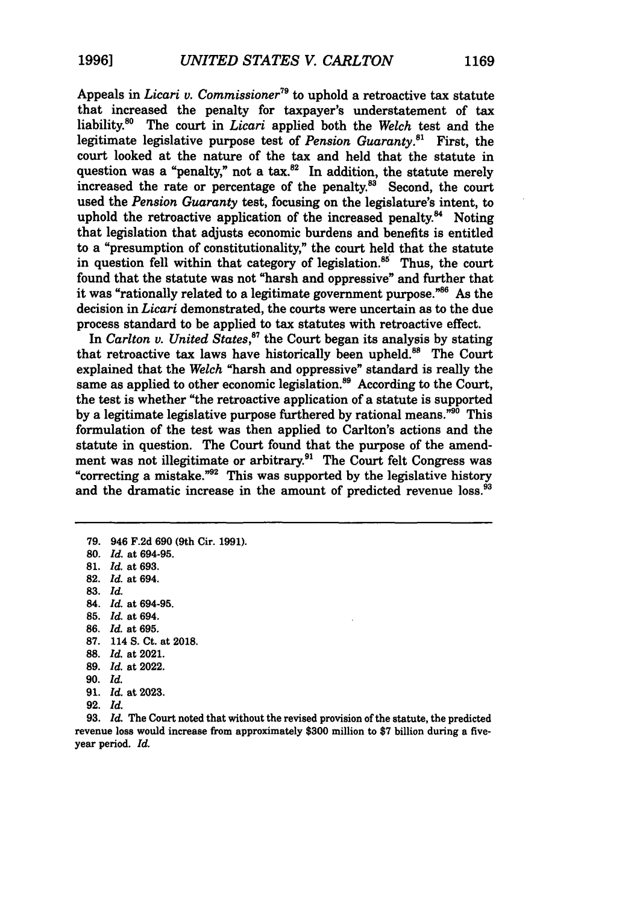Appeals in *Licari v. Commissioner*[79] to uphold a retroactive tax statute that increased the penalty for taxpayer's understatement of tax liability.[80] The court in *Licari* applied both the *Welch* test and the legitimate legislative purpose test of *Pension Guaranty*.[81] First, the court looked at the nature of the tax and held that the statute in question was a "penalty," not a tax.[82] In addition, the statute merely increased the rate or percentage of the penalty.[83] Second, the court used the *Pension Guaranty* test, focusing on the legislature's intent, to uphold the retroactive application of the increased penalty.[84] Noting that legislation that adjusts economic burdens and benefits is entitled to a "presumption of constitutionality," the court held that the statute in question fell within that category of legislation.[85] Thus, the court found that the statute was not "harsh and oppressive" and further that it was "rationally related to a legitimate government purpose."[86] As the decision in *Licari* demonstrated, the courts were uncertain as to the due process standard to be applied to tax statutes with retroactive effect.

In *Carlton v. United States*,[87] the Court began its analysis by stating that retroactive tax laws have historically been upheld.[88] The Court explained that the *Welch* "harsh and oppressive" standard is really the same as applied to other economic legislation.[89] According to the Court, the test is whether "the retroactive application of a statute is supported by a legitimate legislative purpose furthered by rational means."[90] This formulation of the test was then applied to Carlton's actions and the statute in question. The Court found that the purpose of the amendment was not illegitimate or arbitrary.[91] The Court felt Congress was "correcting a mistake."[92] This was supported by the legislative history and the dramatic increase in the amount of predicted revenue loss.[93]

---

79. 946 F.2d 690 (9th Cir. 1991).
80. *Id.* at 694-95.
81. *Id.* at 693.
82. *Id.* at 694.
83. *Id.*
84. *Id.* at 694-95.
85. *Id.* at 694.
86. *Id.* at 695.
87. 114 S. Ct. at 2018.
88. *Id.* at 2021.
89. *Id.* at 2022.
90. *Id.*
91. *Id.* at 2023.
92. *Id.*
93. *Id.* The Court noted that without the revised provision of the statute, the predicted revenue loss would increase from approximately $300 million to $7 billion during a five-year period. *Id.*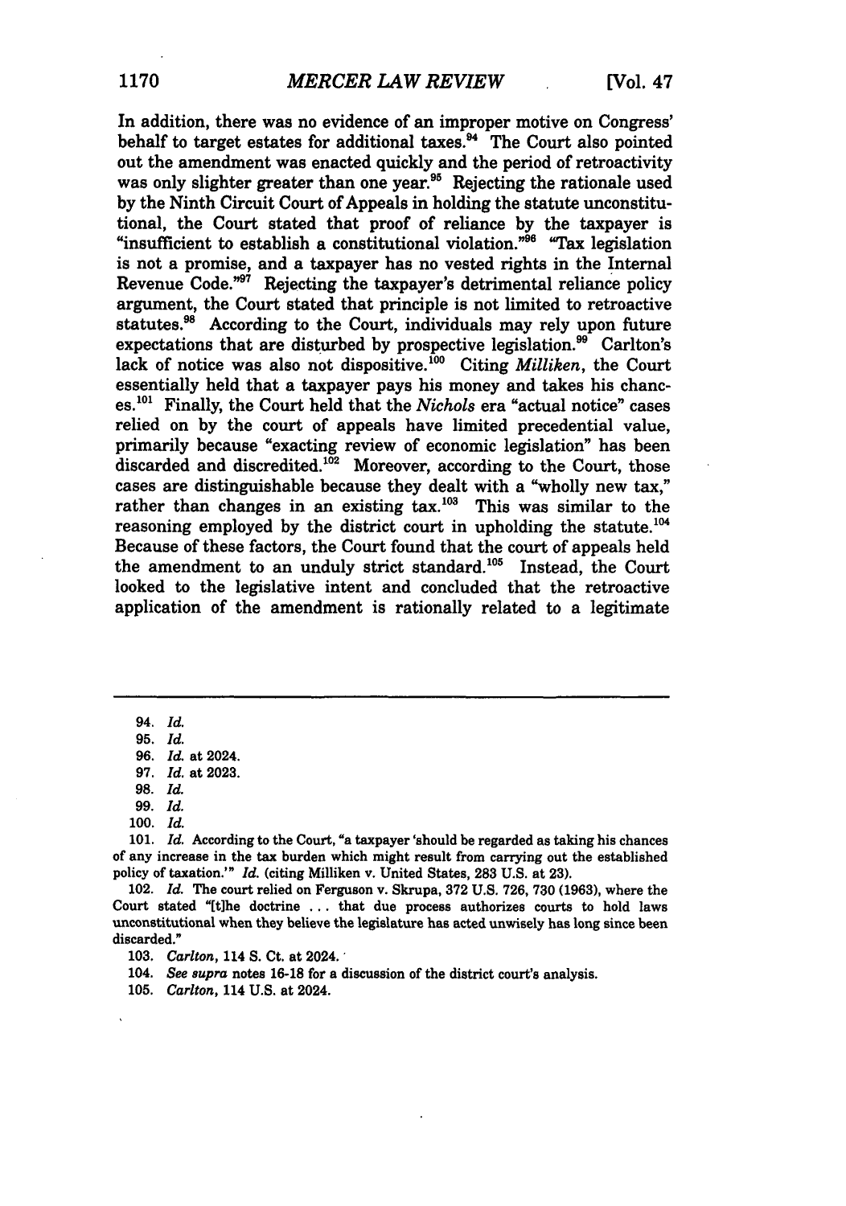In addition, there was no evidence of an improper motive on Congress' behalf to target estates for additional taxes.[94] The Court also pointed out the amendment was enacted quickly and the period of retroactivity was only slighter greater than one year.[95] Rejecting the rationale used by the Ninth Circuit Court of Appeals in holding the statute unconstitutional, the Court stated that proof of reliance by the taxpayer is "insufficient to establish a constitutional violation."[96] "Tax legislation is not a promise, and a taxpayer has no vested rights in the Internal Revenue Code."[97] Rejecting the taxpayer's detrimental reliance policy argument, the Court stated that principle is not limited to retroactive statutes.[98] According to the Court, individuals may rely upon future expectations that are disturbed by prospective legislation.[99] Carlton's lack of notice was also not dispositive.[100] Citing *Milliken*, the Court essentially held that a taxpayer pays his money and takes his chances.[101] Finally, the Court held that the *Nichols* era "actual notice" cases relied on by the court of appeals have limited precedential value, primarily because "exacting review of economic legislation" has been discarded and discredited.[102] Moreover, according to the Court, those cases are distinguishable because they dealt with a "wholly new tax," rather than changes in an existing tax.[103] This was similar to the reasoning employed by the district court in upholding the statute.[104] Because of these factors, the Court found that the court of appeals held the amendment to an unduly strict standard.[105] Instead, the Court looked to the legislative intent and concluded that the retroactive application of the amendment is rationally related to a legitimate

---

94. *Id.*

95. *Id.*

96. *Id.* at 2024.

97. *Id.* at 2023.

98. *Id.*

99. *Id.*

100. *Id.*

101. *Id.* According to the Court, "a taxpayer 'should be regarded as taking his chances of any increase in the tax burden which might result from carrying out the established policy of taxation.'" *Id.* (citing Milliken v. United States, 283 U.S. at 23).

102. *Id.* The court relied on Ferguson v. Skrupa, 372 U.S. 726, 730 (1963), where the Court stated "[t]he doctrine . . . that due process authorizes courts to hold laws unconstitutional when they believe the legislature has acted unwisely has long since been discarded."

103. *Carlton*, 114 S. Ct. at 2024.

104. *See supra* notes 16-18 for a discussion of the district court's analysis.

105. *Carlton*, 114 U.S. at 2024.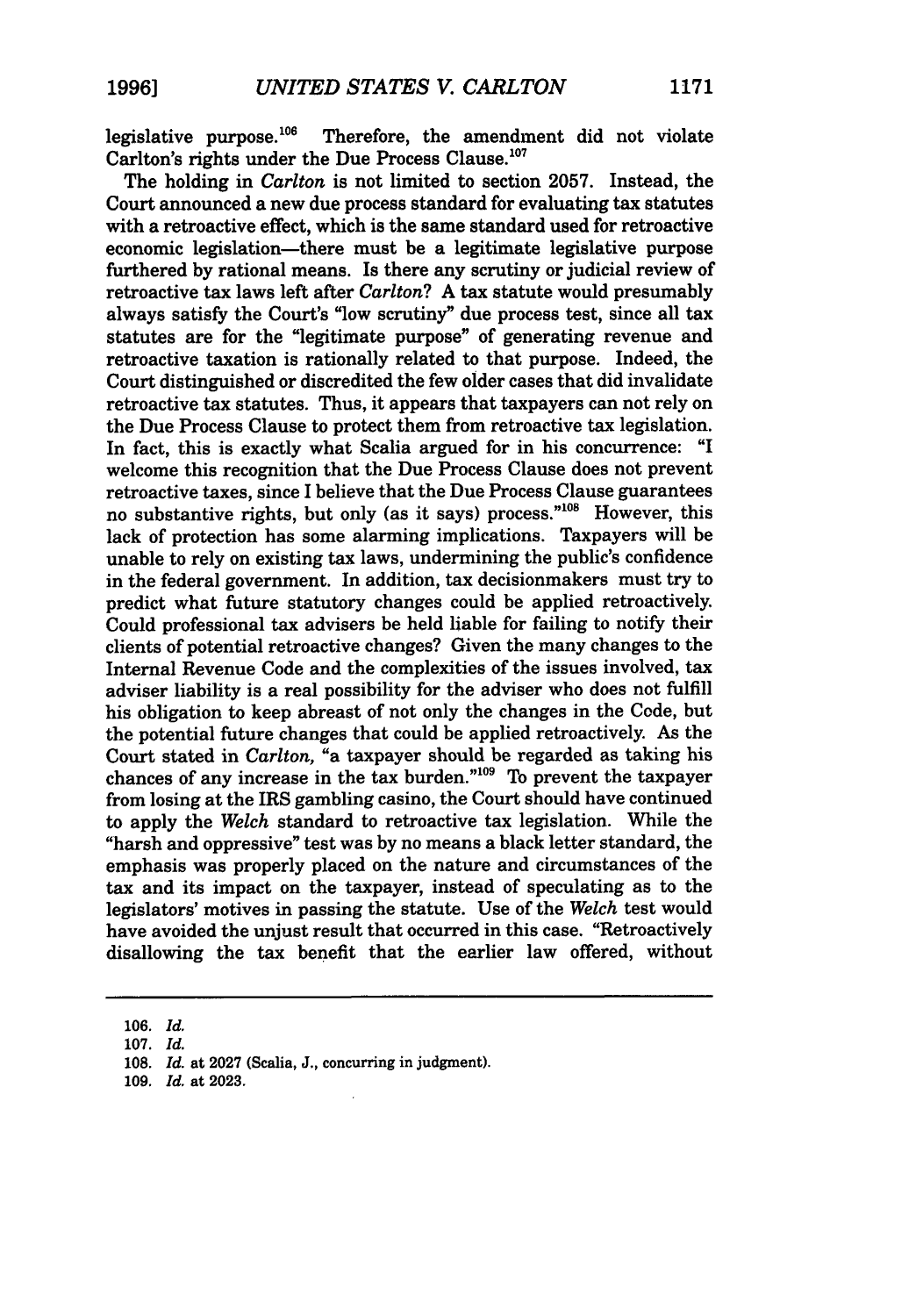legislative purpose.[106] Therefore, the amendment did not violate Carlton's rights under the Due Process Clause.[107]

The holding in *Carlton* is not limited to section 2057. Instead, the Court announced a new due process standard for evaluating tax statutes with a retroactive effect, which is the same standard used for retroactive economic legislation—there must be a legitimate legislative purpose furthered by rational means. Is there any scrutiny or judicial review of retroactive tax laws left after *Carlton*? A tax statute would presumably always satisfy the Court's "low scrutiny" due process test, since all tax statutes are for the "legitimate purpose" of generating revenue and retroactive taxation is rationally related to that purpose. Indeed, the Court distinguished or discredited the few older cases that did invalidate retroactive tax statutes. Thus, it appears that taxpayers can not rely on the Due Process Clause to protect them from retroactive tax legislation. In fact, this is exactly what Scalia argued for in his concurrence: "I welcome this recognition that the Due Process Clause does not prevent retroactive taxes, since I believe that the Due Process Clause guarantees no substantive rights, but only (as it says) process."[108] However, this lack of protection has some alarming implications. Taxpayers will be unable to rely on existing tax laws, undermining the public's confidence in the federal government. In addition, tax decisionmakers must try to predict what future statutory changes could be applied retroactively. Could professional tax advisers be held liable for failing to notify their clients of potential retroactive changes? Given the many changes to the Internal Revenue Code and the complexities of the issues involved, tax adviser liability is a real possibility for the adviser who does not fulfill his obligation to keep abreast of not only the changes in the Code, but the potential future changes that could be applied retroactively. As the Court stated in *Carlton*, "a taxpayer should be regarded as taking his chances of any increase in the tax burden."[109] To prevent the taxpayer from losing at the IRS gambling casino, the Court should have continued to apply the *Welch* standard to retroactive tax legislation. While the "harsh and oppressive" test was by no means a black letter standard, the emphasis was properly placed on the nature and circumstances of the tax and its impact on the taxpayer, instead of speculating as to the legislators' motives in passing the statute. Use of the *Welch* test would have avoided the unjust result that occurred in this case. "Retroactively disallowing the tax benefit that the earlier law offered, without

---

106. *Id.*

107. *Id.*

108. *Id.* at 2027 (Scalia, J., concurring in judgment).

109. *Id.* at 2023.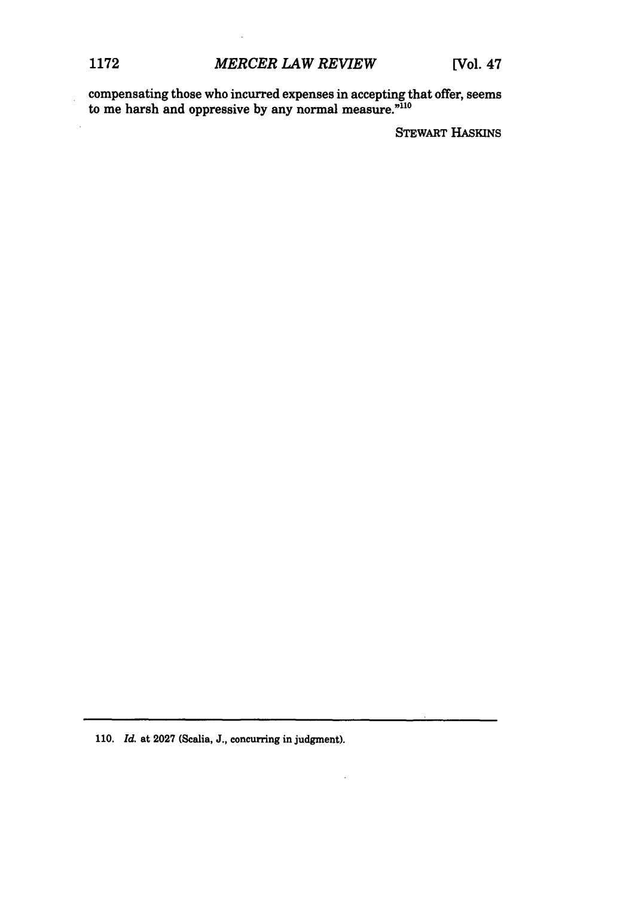compensating those who incurred expenses in accepting that offer, seems to me harsh and oppressive by any normal measure."[110]

STEWART HASKINS

---

110. *Id.* at 2027 (Scalia, J., concurring in judgment).